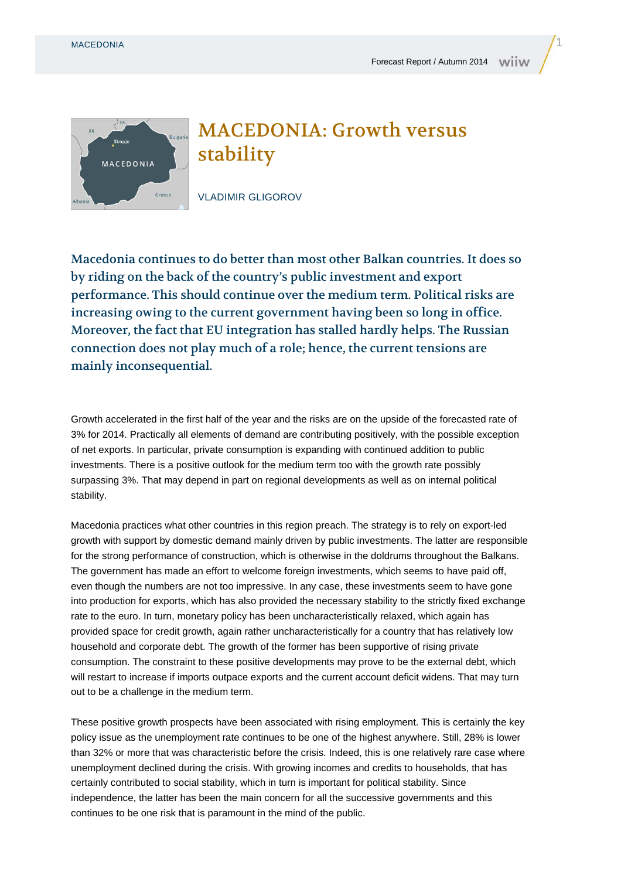# MACEDONIA: Growth versus stability

VLADIMIR GLIGOROV

**Macedonia continues to do better than most other Balkan countries. It does so by riding on the back of the country's public investment and export performance. This should continue over the medium term. Political risks are increasing owing to the current government having been so long in office. Moreover, the fact that EU integration has stalled hardly helps. The Russian connection does not play much of a role; hence, the current tensions are mainly inconsequential.**

Growth accelerated in the first half of the year and the risks are on the upside of the forecasted rate of 3% for 2014. Practically all elements of demand are contributing positively, with the possible exception of net exports. In particular, private consumption is expanding with continued addition to public investments. There is a positive outlook for the medium term too with the growth rate possibly surpassing 3%. That may depend in part on regional developments as well as on internal political stability.

Macedonia practices what other countries in this region preach. The strategy is to rely on export-led growth with support by domestic demand mainly driven by public investments. The latter are responsible for the strong performance of construction, which is otherwise in the doldrums throughout the Balkans. The government has made an effort to welcome foreign investments, which seems to have paid off, even though the numbers are not too impressive. In any case, these investments seem to have gone into production for exports, which has also provided the necessary stability to the strictly fixed exchange rate to the euro. In turn, monetary policy has been uncharacteristically relaxed, which again has provided space for credit growth, again rather uncharacteristically for a country that has relatively low household and corporate debt. The growth of the former has been supportive of rising private consumption. The constraint to these positive developments may prove to be the external debt, which will restart to increase if imports outpace exports and the current account deficit widens. That may turn out to be a challenge in the medium term.

These positive growth prospects have been associated with rising employment. This is certainly the key policy issue as the unemployment rate continues to be one of the highest anywhere. Still, 28% is lower than 32% or more that was characteristic before the crisis. Indeed, this is one relatively rare case where unemployment declined during the crisis. With growing incomes and credits to households, that has certainly contributed to social stability, which in turn is important for political stability. Since independence, the latter has been the main concern for all the successive governments and this continues to be one risk that is paramount in the mind of the public.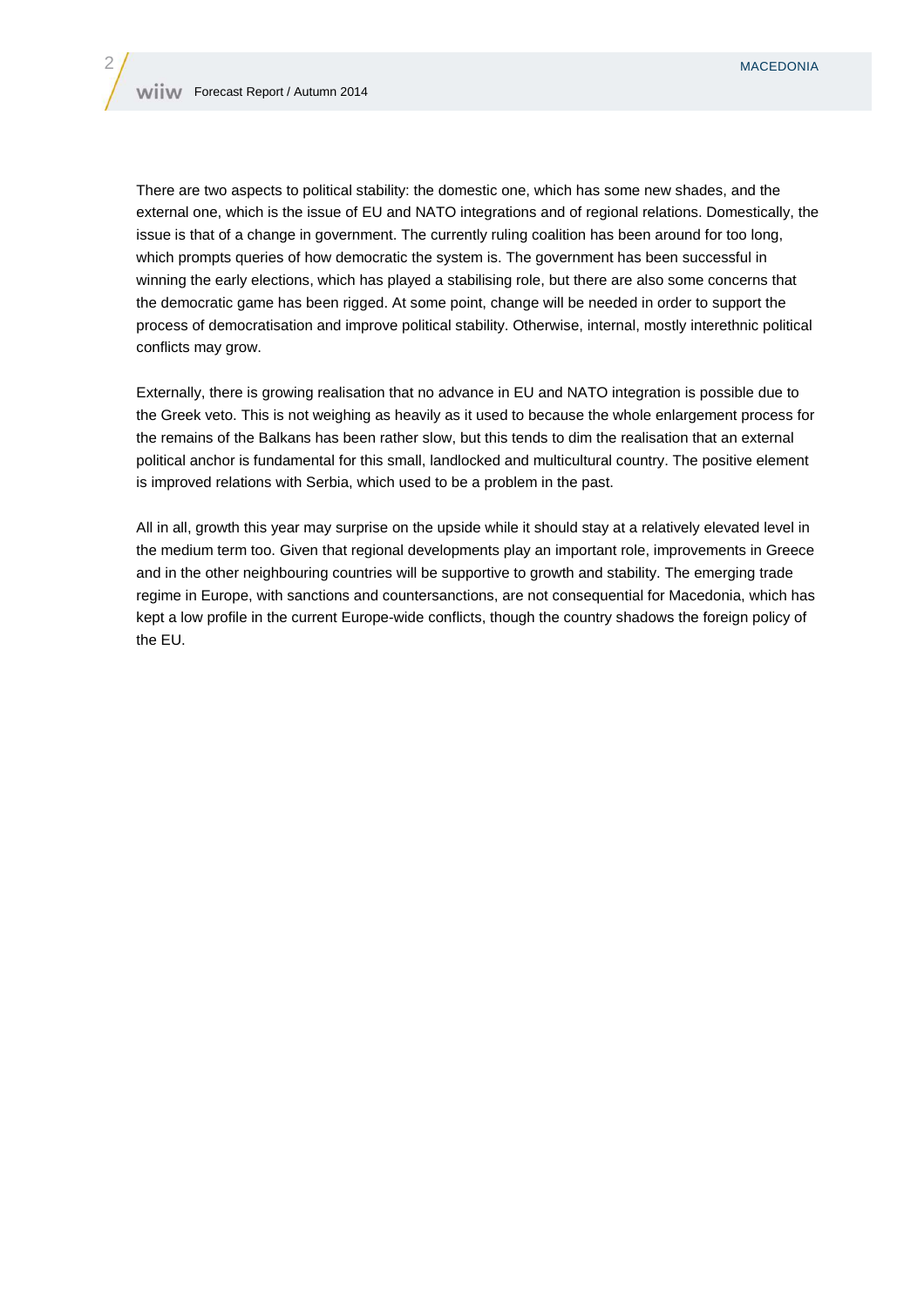There are two aspects to political stability: the domestic one, which has some new shades, and the external one, which is the issue of EU and NATO integrations and of regional relations. Domestically, the issue is that of a change in government. The currently ruling coalition has been around for too long, which prompts queries of how democratic the system is. The government has been successful in winning the early elections, which has played a stabilising role, but there are also some concerns that the democratic game has been rigged. At some point, change will be needed in order to support the process of democratisation and improve political stability. Otherwise, internal, mostly interethnic political conflicts may grow.

Externally, there is growing realisation that no advance in EU and NATO integration is possible due to the Greek veto. This is not weighing as heavily as it used to because the whole enlargement process for the remains of the Balkans has been rather slow, but this tends to dim the realisation that an external political anchor is fundamental for this small, landlocked and multicultural country. The positive element is improved relations with Serbia, which used to be a problem in the past.

All in all, growth this year may surprise on the upside while it should stay at a relatively elevated level in the medium term too. Given that regional developments play an important role, improvements in Greece and in the other neighbouring countries will be supportive to growth and stability. The emerging trade regime in Europe, with sanctions and countersanctions, are not consequential for Macedonia, which has kept a low profile in the current Europe-wide conflicts, though the country shadows the foreign policy of the EU.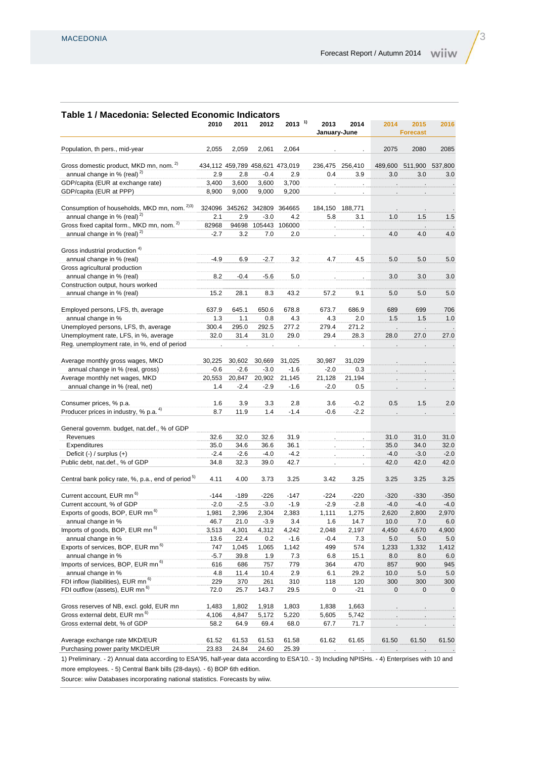## Table 1 / Macedonia: Selected Economic Indicators

| | 2010 | 2011 | 2012 | 2013 [1] | 2013 | 2014 | 2014 | 2015 | 2016 |
|---|---|---|---|---|---|---|---|---|---|
| | | | | | January-June | | | Forecast | |
| Population, th pers., mid-year | 2,055 | 2,059 | 2,061 | 2,064 | . | . | 2075 | 2080 | 2085 |
| Gross domestic product, MKD mn, nom. [2] | 434,112 | 459,789 | 458,621 | 473,019 | 236,475 | 256,410 | 489,600 | 511,900 | 537,800 |
| annual change in % (real) [2] | 2.9 | 2.8 | -0.4 | 2.9 | 0.4 | 3.9 | 3.0 | 3.0 | 3.0 |
| GDP/capita (EUR at exchange rate) | 3,400 | 3,600 | 3,600 | 3,700 | . | . | . | . | . |
| GDP/capita (EUR at PPP) | 8,900 | 9,000 | 9,000 | 9,200 | . | . | . | . | . |
| Consumption of households, MKD mn, nom. [2)3)] | 324096 | 345262 | 342809 | 364665 | 184,150 | 188,771 | . | . | . |
| annual change in % (real) [2] | 2.1 | 2.9 | -3.0 | 4.2 | 5.8 | 3.1 | 1.0 | 1.5 | 1.5 |
| Gross fixed capital form., MKD mn, nom. [2] | 82968 | 94698 | 105443 | 106000 | . | . | . | . | . |
| annual change in % (real) [2] | -2.7 | 3.2 | 7.0 | 2.0 | . | . | 4.0 | 4.0 | 4.0 |
| Gross industrial production [4] | | | | | | | | | |
| annual change in % (real) | -4.9 | 6.9 | -2.7 | 3.2 | 4.7 | 4.5 | 5.0 | 5.0 | 5.0 |
| Gross agricultural production | | | | | | | | | |
| annual change in % (real) | 8.2 | -0.4 | -5.6 | 5.0 | . | . | 3.0 | 3.0 | 3.0 |
| Construction output, hours worked | | | | | | | | | |
| annual change in % (real) | 15.2 | 28.1 | 8.3 | 43.2 | 57.2 | 9.1 | 5.0 | 5.0 | 5.0 |
| Employed persons, LFS, th, average | 637.9 | 645.1 | 650.6 | 678.8 | 673.7 | 686.9 | 689 | 699 | 706 |
| annual change in % | 1.3 | 1.1 | 0.8 | 4.3 | 4.3 | 2.0 | 1.5 | 1.5 | 1.0 |
| Unemployed persons, LFS, th, average | 300.4 | 295.0 | 292.5 | 277.2 | 279.4 | 271.2 | . | . | . |
| Unemployment rate, LFS, in %, average | 32.0 | 31.4 | 31.0 | 29.0 | 29.4 | 28.3 | 28.0 | 27.0 | 27.0 |
| Reg. unemployment rate, in %, end of period | . | . | . | . | . | . | . | . | . |
| Average monthly gross wages, MKD | 30,225 | 30,602 | 30,669 | 31,025 | 30,987 | 31,029 | . | . | . |
| annual change in % (real, gross) | -0.6 | -2.6 | -3.0 | -1.6 | -2.0 | 0.3 | . | . | . |
| Average monthly net wages, MKD | 20,553 | 20,847 | 20,902 | 21,145 | 21,128 | 21,194 | . | . | . |
| annual change in % (real, net) | 1.4 | -2.4 | -2.9 | -1.6 | -2.0 | 0.5 | . | . | . |
| Consumer prices, % p.a. | 1.6 | 3.9 | 3.3 | 2.8 | 3.6 | -0.2 | 0.5 | 1.5 | 2.0 |
| Producer prices in industry, % p.a. [4] | 8.7 | 11.9 | 1.4 | -1.4 | -0.6 | -2.2 | . | . | . |
| General governm. budget, nat.def., % of GDP | | | | | | | | | |
| Revenues | 32.6 | 32.0 | 32.6 | 31.9 | . | . | 31.0 | 31.0 | 31.0 |
| Expenditures | 35.0 | 34.6 | 36.6 | 36.1 | . | . | 35.0 | 34.0 | 32.0 |
| Deficit (-) / surplus (+) | -2.4 | -2.6 | -4.0 | -4.2 | . | . | -4.0 | -3.0 | -2.0 |
| Public debt, nat.def., % of GDP | 34.8 | 32.3 | 39.0 | 42.7 | . | . | 42.0 | 42.0 | 42.0 |
| Central bank policy rate, %, p.a., end of period [5] | 4.11 | 4.00 | 3.73 | 3.25 | 3.42 | 3.25 | 3.25 | 3.25 | 3.25 |
| Current account, EUR mn [6] | -144 | -189 | -226 | -147 | -224 | -220 | -320 | -330 | -350 |
| Current account, % of GDP | -2.0 | -2.5 | -3.0 | -1.9 | -2.9 | -2.8 | -4.0 | -4.0 | -4.0 |
| Exports of goods, BOP, EUR mn [6] | 1,981 | 2,396 | 2,304 | 2,383 | 1,111 | 1,275 | 2,620 | 2,800 | 2,970 |
| annual change in % | 46.7 | 21.0 | -3.9 | 3.4 | 1.6 | 14.7 | 10.0 | 7.0 | 6.0 |
| Imports of goods, BOP, EUR mn [6] | 3,513 | 4,301 | 4,312 | 4,242 | 2,048 | 2,197 | 4,450 | 4,670 | 4,900 |
| annual change in % | 13.6 | 22.4 | 0.2 | -1.6 | -0.4 | 7.3 | 5.0 | 5.0 | 5.0 |
| Exports of services, BOP, EUR mn [6] | 747 | 1,045 | 1,065 | 1,142 | 499 | 574 | 1,233 | 1,332 | 1,412 |
| annual change in % | -5.7 | 39.8 | 1.9 | 7.3 | 6.8 | 15.1 | 8.0 | 8.0 | 6.0 |
| Imports of services, BOP, EUR mn [6] | 616 | 686 | 757 | 779 | 364 | 470 | 857 | 900 | 945 |
| annual change in % | 4.8 | 11.4 | 10.4 | 2.9 | 6.1 | 29.2 | 10.0 | 5.0 | 5.0 |
| FDI inflow (liabilities), EUR mn [6] | 229 | 370 | 261 | 310 | 118 | 120 | 300 | 300 | 300 |
| FDI outflow (assets), EUR mn [6] | 72.0 | 25.7 | 143.7 | 29.5 | 0 | -21 | 0 | 0 | 0 |
| Gross reserves of NB, excl. gold, EUR mn | 1,483 | 1,802 | 1,918 | 1,803 | 1,838 | 1,663 | . | . | . |
| Gross external debt, EUR mn [6] | 4,106 | 4,847 | 5,172 | 5,220 | 5,605 | 5,742 | . | . | . |
| Gross external debt, % of GDP | 58.2 | 64.9 | 69.4 | 68.0 | 67.7 | 71.7 | . | . | . |
| Average exchange rate MKD/EUR | 61.52 | 61.53 | 61.53 | 61.58 | 61.62 | 61.65 | 61.50 | 61.50 | 61.50 |
| Purchasing power parity MKD/EUR | 23.83 | 24.84 | 24.60 | 25.39 | . | . | . | . | . |

1) Preliminary. - 2) Annual data according to ESA'95, half-year data according to ESA'10. - 3) Including NPISHs. - 4) Enterprises with 10 and more employees. - 5) Central Bank bills (28-days). - 6) BOP 6th edition.

Source: wiiw Databases incorporating national statistics. Forecasts by wiiw.